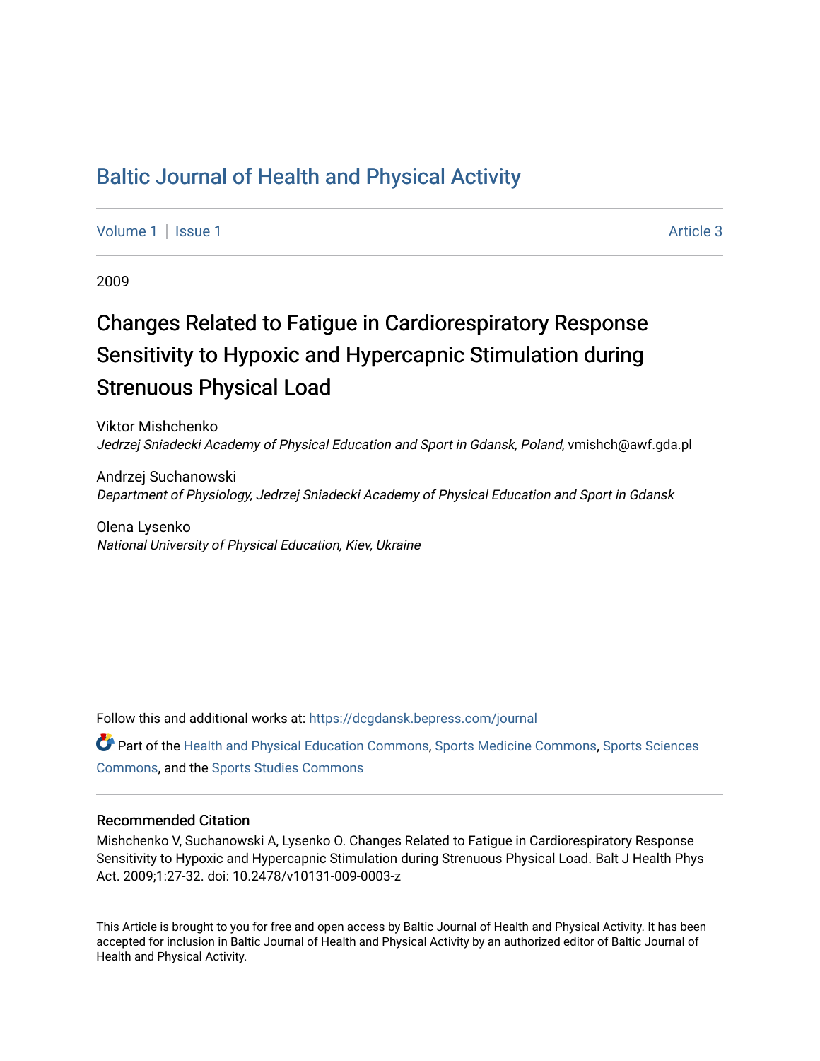# Baltic Journal of Health and Physical Activity

Volume 1 | Issue 1 Article 3

2009

## Changes Related to Fatigue in Cardiorespiratory Response Sensitivity to Hypoxic and Hypercapnic Stimulation during Strenuous Physical Load

Viktor Mishchenko
*Jedrzej Sniadecki Academy of Physical Education and Sport in Gdansk, Poland*, vmishch@awf.gda.pl

Andrzej Suchanowski
*Department of Physiology, Jedrzej Sniadecki Academy of Physical Education and Sport in Gdansk*

Olena Lysenko
*National University of Physical Education, Kiev, Ukraine*

Follow this and additional works at: https://dcgdansk.bepress.com/journal

Part of the Health and Physical Education Commons, Sports Medicine Commons, Sports Sciences Commons, and the Sports Studies Commons

### Recommended Citation

Mishchenko V, Suchanowski A, Lysenko O. Changes Related to Fatigue in Cardiorespiratory Response Sensitivity to Hypoxic and Hypercapnic Stimulation during Strenuous Physical Load. Balt J Health Phys Act. 2009;1:27-32. doi: 10.2478/v10131-009-0003-z

This Article is brought to you for free and open access by Baltic Journal of Health and Physical Activity. It has been accepted for inclusion in Baltic Journal of Health and Physical Activity by an authorized editor of Baltic Journal of Health and Physical Activity.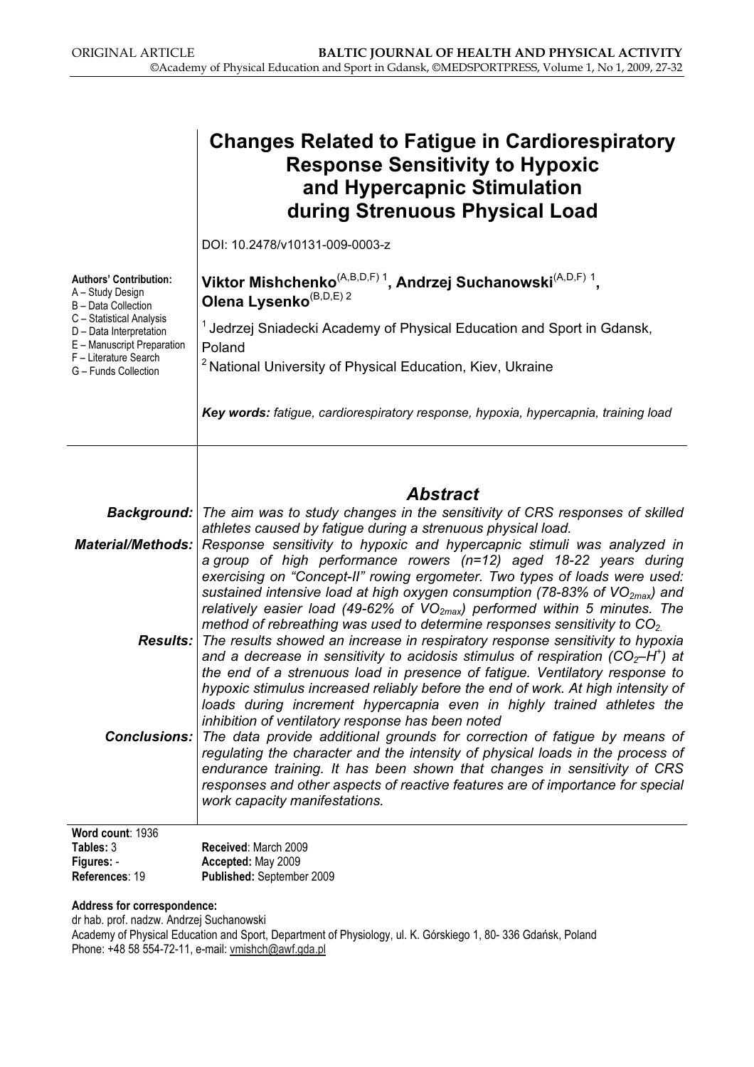# Changes Related to Fatigue in Cardiorespiratory Response Sensitivity to Hypoxic and Hypercapnic Stimulation during Strenuous Physical Load

DOI: 10.2478/v10131-009-0003-z

**Authors' Contribution:**
A – Study Design
B – Data Collection
C – Statistical Analysis
D – Data Interpretation
E – Manuscript Preparation
F – Literature Search
G – Funds Collection

**Viktor Mishchenko**(A,B,D,F) [1], **Andrzej Suchanowski**(A,D,F) [1], **Olena Lysenko**(B,D,E) [2]

[1] Jedrzej Sniadecki Academy of Physical Education and Sport in Gdansk, Poland

[2] National University of Physical Education, Kiev, Ukraine

***Key words:*** *fatigue, cardiorespiratory response, hypoxia, hypercapnia, training load*

## *Abstract*

***Background:*** *The aim was to study changes in the sensitivity of CRS responses of skilled athletes caused by fatigue during a strenuous physical load.*

***Material/Methods:*** *Response sensitivity to hypoxic and hypercapnic stimuli was analyzed in a group of high performance rowers (n=12) aged 18-22 years during exercising on "Concept-II" rowing ergometer. Two types of loads were used: sustained intensive load at high oxygen consumption (78-83% of $VO_{2max}$) and relatively easier load (49-62% of $VO_{2max}$) performed within 5 minutes. The method of rebreathing was used to determine responses sensitivity to $CO_2$.*

***Results:*** *The results showed an increase in respiratory response sensitivity to hypoxia and a decrease in sensitivity to acidosis stimulus of respiration ($CO_2$–$H^+$) at the end of a strenuous load in presence of fatigue. Ventilatory response to hypoxic stimulus increased reliably before the end of work. At high intensity of loads during increment hypercapnia even in highly trained athletes the inhibition of ventilatory response has been noted*

***Conclusions:*** *The data provide additional grounds for correction of fatigue by means of regulating the character and the intensity of physical loads in the process of endurance training. It has been shown that changes in sensitivity of CRS responses and other aspects of reactive features are of importance for special work capacity manifestations.*

**Word count**: 1936
**Tables:** 3
**Figures:** -
**References**: 19

**Received**: March 2009
**Accepted:** May 2009
**Published:** September 2009

**Address for correspondence:**
dr hab. prof. nadzw. Andrzej Suchanowski
Academy of Physical Education and Sport, Department of Physiology, ul. K. Górskiego 1, 80- 336 Gdańsk, Poland
Phone: +48 58 554-72-11, e-mail: vmishch@awf.gda.pl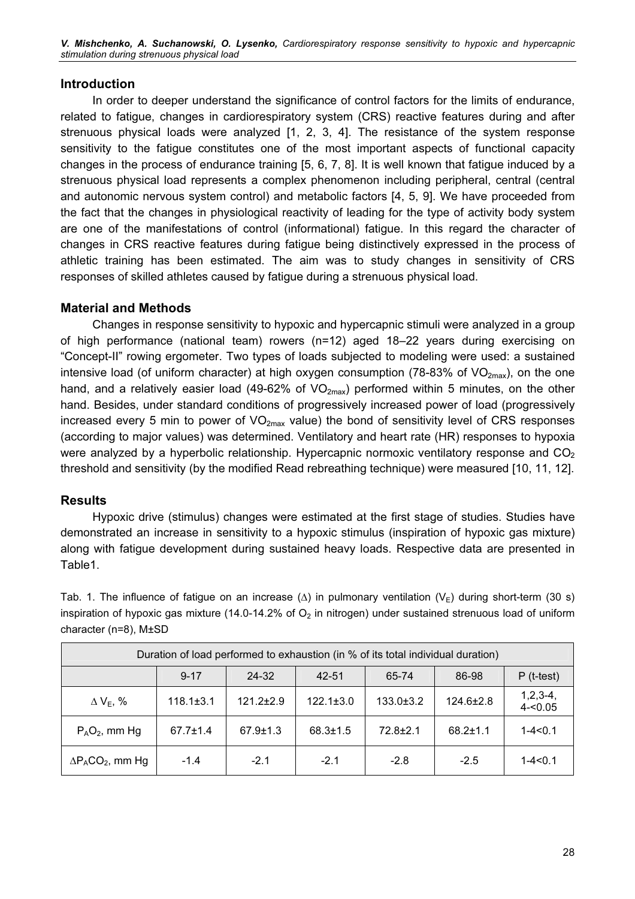## Introduction

In order to deeper understand the significance of control factors for the limits of endurance, related to fatigue, changes in cardiorespiratory system (CRS) reactive features during and after strenuous physical loads were analyzed [1, 2, 3, 4]. The resistance of the system response sensitivity to the fatigue constitutes one of the most important aspects of functional capacity changes in the process of endurance training [5, 6, 7, 8]. It is well known that fatigue induced by a strenuous physical load represents a complex phenomenon including peripheral, central (central and autonomic nervous system control) and metabolic factors [4, 5, 9]. We have proceeded from the fact that the changes in physiological reactivity of leading for the type of activity body system are one of the manifestations of control (informational) fatigue. In this regard the character of changes in CRS reactive features during fatigue being distinctively expressed in the process of athletic training has been estimated. The aim was to study changes in sensitivity of CRS responses of skilled athletes caused by fatigue during a strenuous physical load.

## Material and Methods

Changes in response sensitivity to hypoxic and hypercapnic stimuli were analyzed in a group of high performance (national team) rowers (n=12) aged 18–22 years during exercising on "Concept-II" rowing ergometer. Two types of loads subjected to modeling were used: a sustained intensive load (of uniform character) at high oxygen consumption (78-83% of $VO_{2max}$), on the one hand, and a relatively easier load (49-62% of $VO_{2max}$) performed within 5 minutes, on the other hand. Besides, under standard conditions of progressively increased power of load (progressively increased every 5 min to power of $VO_{2max}$ value) the bond of sensitivity level of CRS responses (according to major values) was determined. Ventilatory and heart rate (HR) responses to hypoxia were analyzed by a hyperbolic relationship. Hypercapnic normoxic ventilatory response and $CO_2$ threshold and sensitivity (by the modified Read rebreathing technique) were measured [10, 11, 12].

## Results

Hypoxic drive (stimulus) changes were estimated at the first stage of studies. Studies have demonstrated an increase in sensitivity to a hypoxic stimulus (inspiration of hypoxic gas mixture) along with fatigue development during sustained heavy loads. Respective data are presented in Table1.

Tab. 1. The influence of fatigue on an increase ($\Delta$) in pulmonary ventilation ($V_E$) during short-term (30 s) inspiration of hypoxic gas mixture (14.0-14.2% of $O_2$ in nitrogen) under sustained strenuous load of uniform character (n=8), M±SD

| Duration of load performed to exhaustion (in % of its total individual duration) | | | | | | |
|---|---|---|---|---|---|---|
| | 9-17 | 24-32 | 42-51 | 65-74 | 86-98 | P (t-test) |
| $\Delta$ $V_E$, % | 118.1±3.1 | 121.2±2.9 | 122.1±3.0 | 133.0±3.2 | 124.6±2.8 | 1,2,3-4, 4-<0.05 |
| $P_AO_2$, mm Hg | 67.7±1.4 | 67.9±1.3 | 68.3±1.5 | 72.8±2.1 | 68.2±1.1 | 1-4<0.1 |
| $\Delta P_ACO_2$, mm Hg | -1.4 | -2.1 | -2.1 | -2.8 | -2.5 | 1-4<0.1 |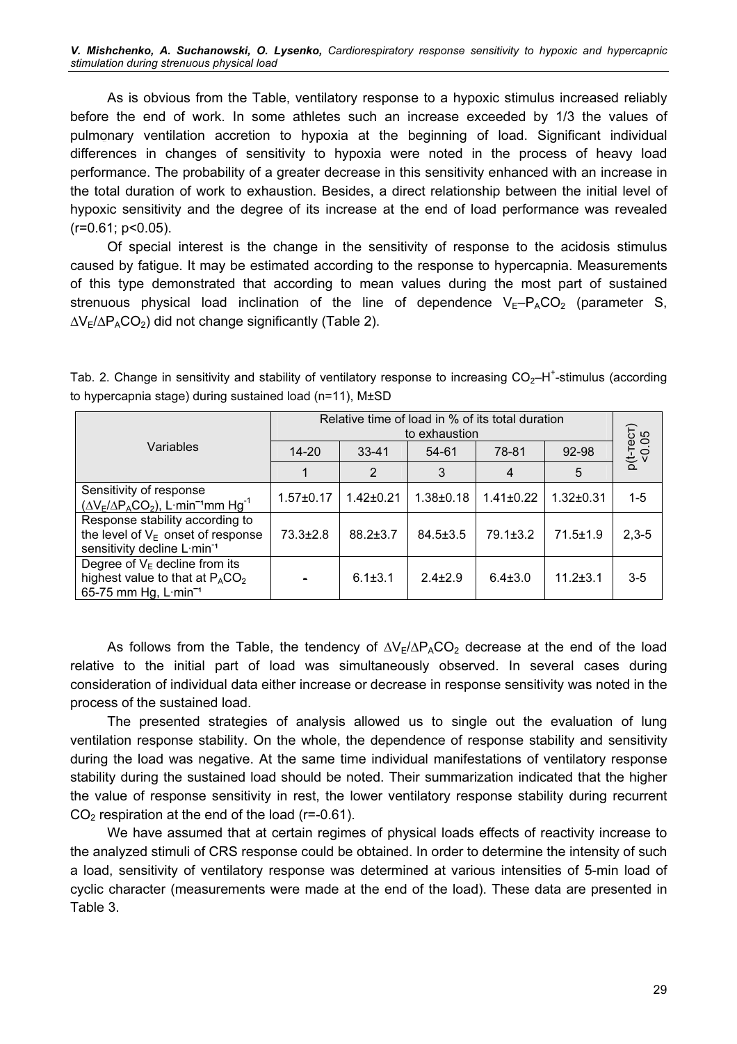As is obvious from the Table, ventilatory response to a hypoxic stimulus increased reliably before the end of work. In some athletes such an increase exceeded by 1/3 the values of pulmonary ventilation accretion to hypoxia at the beginning of load. Significant individual differences in changes of sensitivity to hypoxia were noted in the process of heavy load performance. The probability of a greater decrease in this sensitivity enhanced with an increase in the total duration of work to exhaustion. Besides, a direct relationship between the initial level of hypoxic sensitivity and the degree of its increase at the end of load performance was revealed ($r=0.61$; $p<0.05$).

Of special interest is the change in the sensitivity of response to the acidosis stimulus caused by fatigue. It may be estimated according to the response to hypercapnia. Measurements of this type demonstrated that according to mean values during the most part of sustained strenuous physical load inclination of the line of dependence $V_E$–$P_ACO_2$ (parameter S, $\Delta V_E/\Delta P_ACO_2$) did not change significantly (Table 2).

Tab. 2. Change in sensitivity and stability of ventilatory response to increasing $CO_2$–$H^+$-stimulus (according to hypercapnia stage) during sustained load (n=11), M±SD

| Variables | Relative time of load in % of its total duration to exhaustion | | | | | p(t-тест) <0.05 |
|---|---|---|---|---|---|---|
| | 14-20 | 33-41 | 54-61 | 78-81 | 92-98 | |
| | 1 | 2 | 3 | 4 | 5 | |
| Sensitivity of response ($\Delta V_E/\Delta P_ACO_2$), L·min⁻¹mm Hg⁻¹ | 1.57±0.17 | 1.42±0.21 | 1.38±0.18 | 1.41±0.22 | 1.32±0.31 | 1-5 |
| Response stability according to the level of $V_E$ onset of response sensitivity decline L·min⁻¹ | 73.3±2.8 | 88.2±3.7 | 84.5±3.5 | 79.1±3.2 | 71.5±1.9 | 2,3-5 |
| Degree of $V_E$ decline from its highest value to that at $P_ACO_2$ 65-75 mm Hg, L·min⁻¹ | - | 6.1±3.1 | 2.4±2.9 | 6.4±3.0 | 11.2±3.1 | 3-5 |

As follows from the Table, the tendency of $\Delta V_E/\Delta P_ACO_2$ decrease at the end of the load relative to the initial part of load was simultaneously observed. In several cases during consideration of individual data either increase or decrease in response sensitivity was noted in the process of the sustained load.

The presented strategies of analysis allowed us to single out the evaluation of lung ventilation response stability. On the whole, the dependence of response stability and sensitivity during the load was negative. At the same time individual manifestations of ventilatory response stability during the sustained load should be noted. Their summarization indicated that the higher the value of response sensitivity in rest, the lower ventilatory response stability during recurrent $CO_2$ respiration at the end of the load ($r=-0.61$).

We have assumed that at certain regimes of physical loads effects of reactivity increase to the analyzed stimuli of CRS response could be obtained. In order to determine the intensity of such a load, sensitivity of ventilatory response was determined at various intensities of 5-min load of cyclic character (measurements were made at the end of the load). These data are presented in Table 3.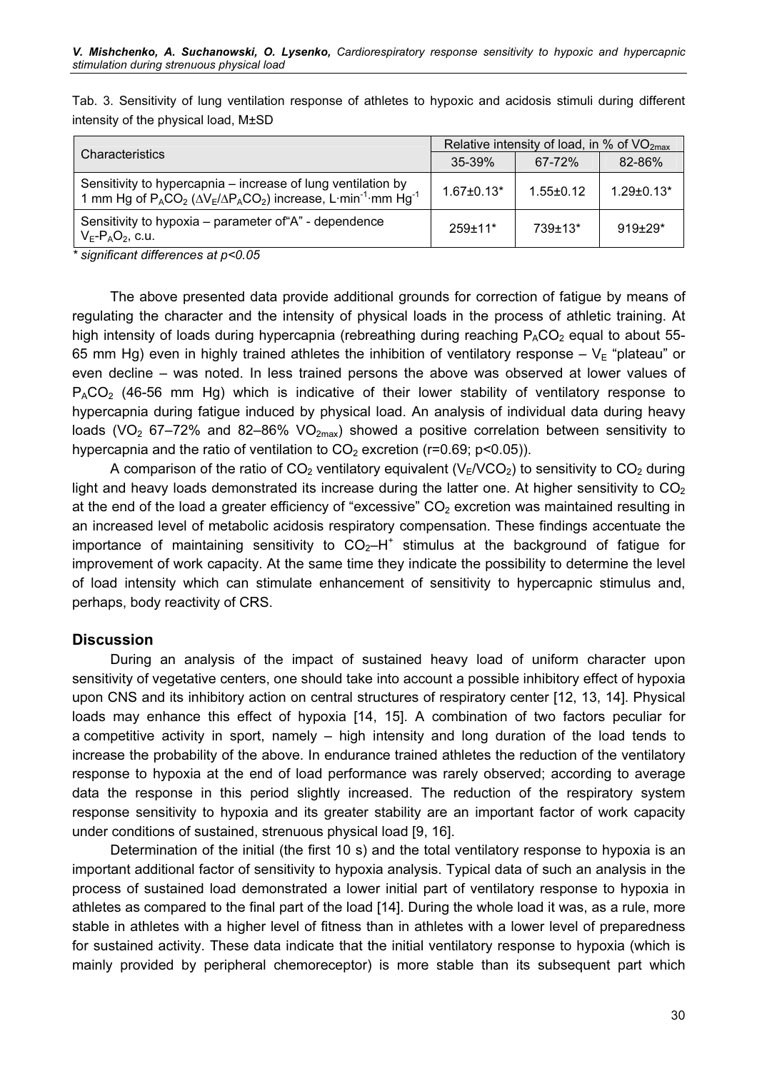Tab. 3. Sensitivity of lung ventilation response of athletes to hypoxic and acidosis stimuli during different intensity of the physical load, M±SD

| Characteristics | Relative intensity of load, in % of $VO_{2max}$ | | |
|---|---|---|---|
| | 35-39% | 67-72% | 82-86% |
| Sensitivity to hypercapnia – increase of lung ventilation by 1 mm Hg of $P_ACO_2$ ($\Delta V_E/\Delta P_ACO_2$) increase, $L \cdot min^{-1} \cdot mm\ Hg^{-1}$ | 1.67±0.13* | 1.55±0.12 | 1.29±0.13* |
| Sensitivity to hypoxia – parameter of"A" - dependence $V_E$-$P_AO_2$, c.u. | 259±11* | 739±13* | 919±29* |

*\* significant differences at p<0.05*

The above presented data provide additional grounds for correction of fatigue by means of regulating the character and the intensity of physical loads in the process of athletic training. At high intensity of loads during hypercapnia (rebreathing during reaching $P_ACO_2$ equal to about 55-65 mm Hg) even in highly trained athletes the inhibition of ventilatory response – $V_E$ "plateau" or even decline – was noted. In less trained persons the above was observed at lower values of $P_ACO_2$ (46-56 mm Hg) which is indicative of their lower stability of ventilatory response to hypercapnia during fatigue induced by physical load. An analysis of individual data during heavy loads ($VO_2$ 67–72% and 82–86% $VO_{2max}$) showed a positive correlation between sensitivity to hypercapnia and the ratio of ventilation to $CO_2$ excretion ($r=0.69$; $p<0.05$)).

A comparison of the ratio of $CO_2$ ventilatory equivalent ($V_E/VCO_2$) to sensitivity to $CO_2$ during light and heavy loads demonstrated its increase during the latter one. At higher sensitivity to $CO_2$ at the end of the load a greater efficiency of "excessive" $CO_2$ excretion was maintained resulting in an increased level of metabolic acidosis respiratory compensation. These findings accentuate the importance of maintaining sensitivity to $CO_2$–$H^+$ stimulus at the background of fatigue for improvement of work capacity. At the same time they indicate the possibility to determine the level of load intensity which can stimulate enhancement of sensitivity to hypercapnic stimulus and, perhaps, body reactivity of CRS.

## Discussion

During an analysis of the impact of sustained heavy load of uniform character upon sensitivity of vegetative centers, one should take into account a possible inhibitory effect of hypoxia upon CNS and its inhibitory action on central structures of respiratory center [12, 13, 14]. Physical loads may enhance this effect of hypoxia [14, 15]. A combination of two factors peculiar for a competitive activity in sport, namely – high intensity and long duration of the load tends to increase the probability of the above. In endurance trained athletes the reduction of the ventilatory response to hypoxia at the end of load performance was rarely observed; according to average data the response in this period slightly increased. The reduction of the respiratory system response sensitivity to hypoxia and its greater stability are an important factor of work capacity under conditions of sustained, strenuous physical load [9, 16].

Determination of the initial (the first 10 s) and the total ventilatory response to hypoxia is an important additional factor of sensitivity to hypoxia analysis. Typical data of such an analysis in the process of sustained load demonstrated a lower initial part of ventilatory response to hypoxia in athletes as compared to the final part of the load [14]. During the whole load it was, as a rule, more stable in athletes with a higher level of fitness than in athletes with a lower level of preparedness for sustained activity. These data indicate that the initial ventilatory response to hypoxia (which is mainly provided by peripheral chemoreceptor) is more stable than its subsequent part which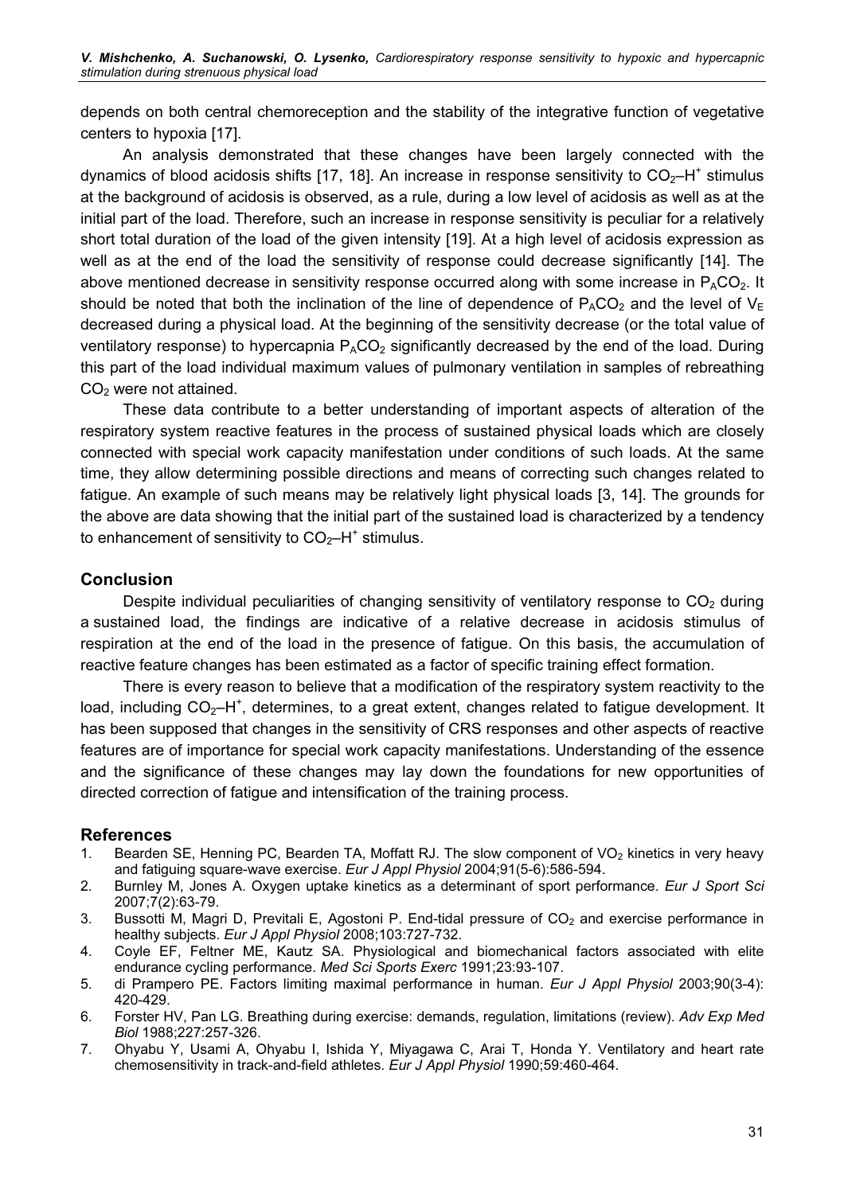depends on both central chemoreception and the stability of the integrative function of vegetative centers to hypoxia [17].

An analysis demonstrated that these changes have been largely connected with the dynamics of blood acidosis shifts [17, 18]. An increase in response sensitivity to $CO_2$–$H^+$ stimulus at the background of acidosis is observed, as a rule, during a low level of acidosis as well as at the initial part of the load. Therefore, such an increase in response sensitivity is peculiar for a relatively short total duration of the load of the given intensity [19]. At a high level of acidosis expression as well as at the end of the load the sensitivity of response could decrease significantly [14]. The above mentioned decrease in sensitivity response occurred along with some increase in $P_ACO_2$. It should be noted that both the inclination of the line of dependence of $P_ACO_2$ and the level of $V_E$ decreased during a physical load. At the beginning of the sensitivity decrease (or the total value of ventilatory response) to hypercapnia $P_ACO_2$ significantly decreased by the end of the load. During this part of the load individual maximum values of pulmonary ventilation in samples of rebreathing $CO_2$ were not attained.

These data contribute to a better understanding of important aspects of alteration of the respiratory system reactive features in the process of sustained physical loads which are closely connected with special work capacity manifestation under conditions of such loads. At the same time, they allow determining possible directions and means of correcting such changes related to fatigue. An example of such means may be relatively light physical loads [3, 14]. The grounds for the above are data showing that the initial part of the sustained load is characterized by a tendency to enhancement of sensitivity to $CO_2$–$H^+$ stimulus.

## Conclusion

Despite individual peculiarities of changing sensitivity of ventilatory response to $CO_2$ during a sustained load, the findings are indicative of a relative decrease in acidosis stimulus of respiration at the end of the load in the presence of fatigue. On this basis, the accumulation of reactive feature changes has been estimated as a factor of specific training effect formation.

There is every reason to believe that a modification of the respiratory system reactivity to the load, including $CO_2$–$H^+$, determines, to a great extent, changes related to fatigue development. It has been supposed that changes in the sensitivity of CRS responses and other aspects of reactive features are of importance for special work capacity manifestations. Understanding of the essence and the significance of these changes may lay down the foundations for new opportunities of directed correction of fatigue and intensification of the training process.

## References

1. Bearden SE, Henning PC, Bearden TA, Moffatt RJ. The slow component of $VO_2$ kinetics in very heavy and fatiguing square-wave exercise. *Eur J Appl Physiol* 2004;91(5-6):586-594.
2. Burnley M, Jones A. Oxygen uptake kinetics as a determinant of sport performance. *Eur J Sport Sci* 2007;7(2):63-79.
3. Bussotti M, Magri D, Previtali E, Agostoni P. End-tidal pressure of $CO_2$ and exercise performance in healthy subjects. *Eur J Appl Physiol* 2008;103:727-732.
4. Coyle EF, Feltner ME, Kautz SA. Physiological and biomechanical factors associated with elite endurance cycling performance. *Med Sci Sports Exerc* 1991;23:93-107.
5. di Prampero PE. Factors limiting maximal performance in human. *Eur J Appl Physiol* 2003;90(3-4): 420-429.
6. Forster HV, Pan LG. Breathing during exercise: demands, regulation, limitations (review). *Adv Exp Med Biol* 1988;227:257-326.
7. Ohyabu Y, Usami A, Ohyabu I, Ishida Y, Miyagawa C, Arai T, Honda Y. Ventilatory and heart rate chemosensitivity in track-and-field athletes. *Eur J Appl Physiol* 1990;59:460-464.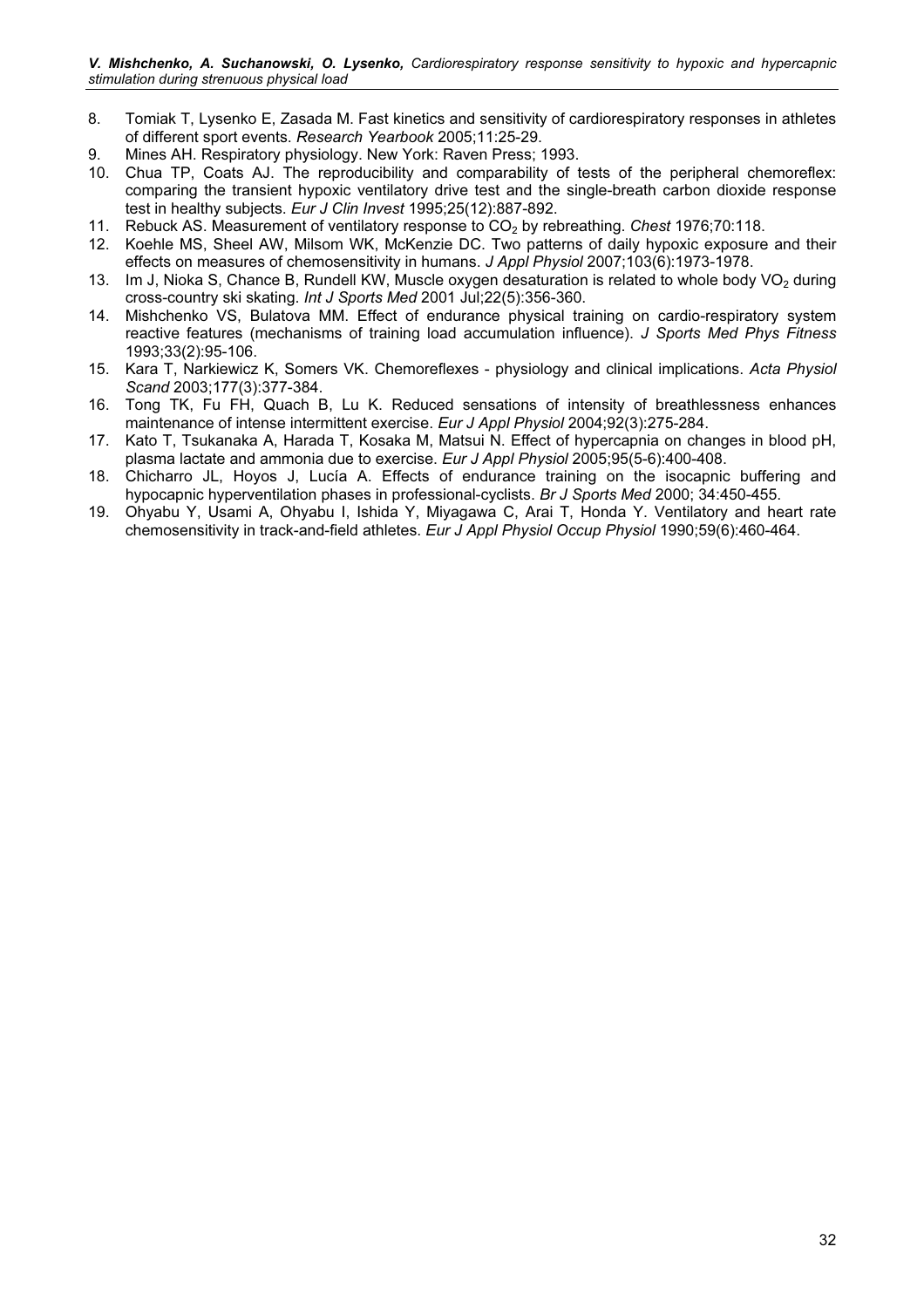8. Tomiak T, Lysenko E, Zasada M. Fast kinetics and sensitivity of cardiorespiratory responses in athletes of different sport events. *Research Yearbook* 2005;11:25-29.
9. Mines AH. Respiratory physiology. New York: Raven Press; 1993.
10. Chua TP, Coats AJ. The reproducibility and comparability of tests of the peripheral chemoreflex: comparing the transient hypoxic ventilatory drive test and the single-breath carbon dioxide response test in healthy subjects. *Eur J Clin Invest* 1995;25(12):887-892.
11. Rebuck AS. Measurement of ventilatory response to $CO_2$ by rebreathing. *Chest* 1976;70:118.
12. Koehle MS, Sheel AW, Milsom WK, McKenzie DC. Two patterns of daily hypoxic exposure and their effects on measures of chemosensitivity in humans. *J Appl Physiol* 2007;103(6):1973-1978.
13. Im J, Nioka S, Chance B, Rundell KW, Muscle oxygen desaturation is related to whole body $VO_2$ during cross-country ski skating. *Int J Sports Med* 2001 Jul;22(5):356-360.
14. Mishchenko VS, Bulatova MM. Effect of endurance physical training on cardio-respiratory system reactive features (mechanisms of training load accumulation influence). *J Sports Med Phys Fitness* 1993;33(2):95-106.
15. Kara T, Narkiewicz K, Somers VK. Chemoreflexes - physiology and clinical implications. *Acta Physiol Scand* 2003;177(3):377-384.
16. Tong TK, Fu FH, Quach B, Lu K. Reduced sensations of intensity of breathlessness enhances maintenance of intense intermittent exercise. *Eur J Appl Physiol* 2004;92(3):275-284.
17. Kato T, Tsukanaka A, Harada T, Kosaka M, Matsui N. Effect of hypercapnia on changes in blood pH, plasma lactate and ammonia due to exercise. *Eur J Appl Physiol* 2005;95(5-6):400-408.
18. Chicharro JL, Hoyos J, Lucía A. Effects of endurance training on the isocapnic buffering and hypocapnic hyperventilation phases in professional-cyclists. *Br J Sports Med* 2000; 34:450-455.
19. Ohyabu Y, Usami A, Ohyabu I, Ishida Y, Miyagawa C, Arai T, Honda Y. Ventilatory and heart rate chemosensitivity in track-and-field athletes. *Eur J Appl Physiol Occup Physiol* 1990;59(6):460-464.